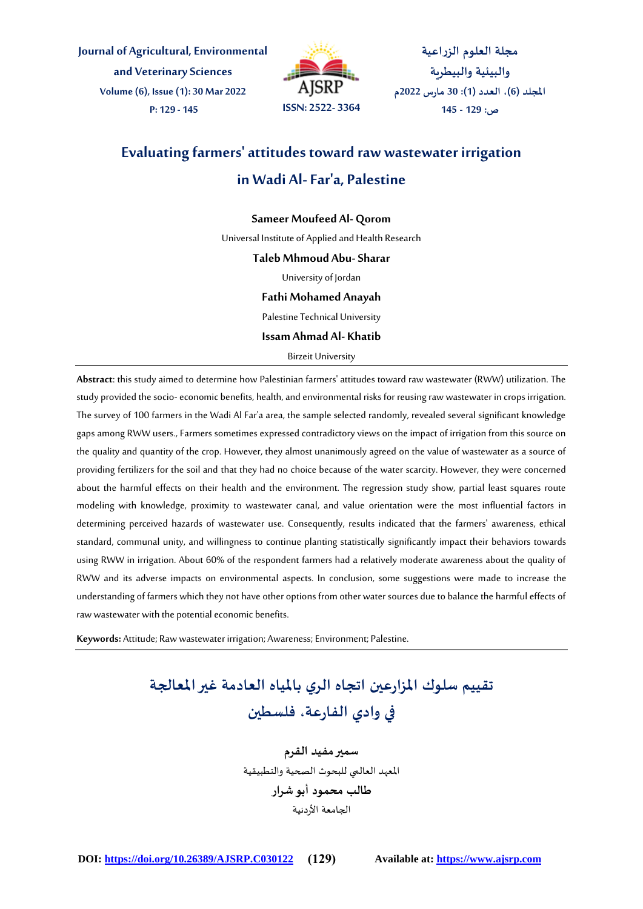# Evaluating farmers' attitudes toward raw wastewater irrigation in Wadi Al- Far'a, Palestine

**Sameer Moufeed Al- Qorom**

Universal Institute of Applied and Health Research

**Taleb Mhmoud Abu- Sharar**

University of Jordan

**Fathi Mohamed Anayah**

Palestine Technical University

**Issam Ahmad Al- Khatib**

Birzeit University

**Abstract**: this study aimed to determine how Palestinian farmers' attitudes toward raw wastewater (RWW) utilization. The study provided the socio- economic benefits, health, and environmental risks for reusing raw wastewater in crops irrigation. The survey of 100 farmers in the Wadi Al Far'a area, the sample selected randomly, revealed several significant knowledge gaps among RWW users., Farmers sometimes expressed contradictory views on the impact of irrigation from this source on the quality and quantity of the crop. However, they almost unanimously agreed on the value of wastewater as a source of providing fertilizers for the soil and that they had no choice because of the water scarcity. However, they were concerned about the harmful effects on their health and the environment. The regression study show, partial least squares route modeling with knowledge, proximity to wastewater canal, and value orientation were the most influential factors in determining perceived hazards of wastewater use. Consequently, results indicated that the farmers' awareness, ethical standard, communal unity, and willingness to continue planting statistically significantly impact their behaviors towards using RWW in irrigation. About 60% of the respondent farmers had a relatively moderate awareness about the quality of RWW and its adverse impacts on environmental aspects. In conclusion, some suggestions were made to increase the understanding of farmers which they not have other options from other water sources due to balance the harmful effects of raw wastewater with the potential economic benefits.

**Keywords:** Attitude; Raw wastewater irrigation; Awareness; Environment; Palestine.

# تقييم سلوك المزارعين اتجاه الري بالمياه العادمة غير المعالجة في وادي الفارعة، فلسطين

**سمير مفيد القرم**

المعهد العالي للبحوث الصحية والتطبيقية

**طالب محمود أبو شرار**

الجامعة الأردنية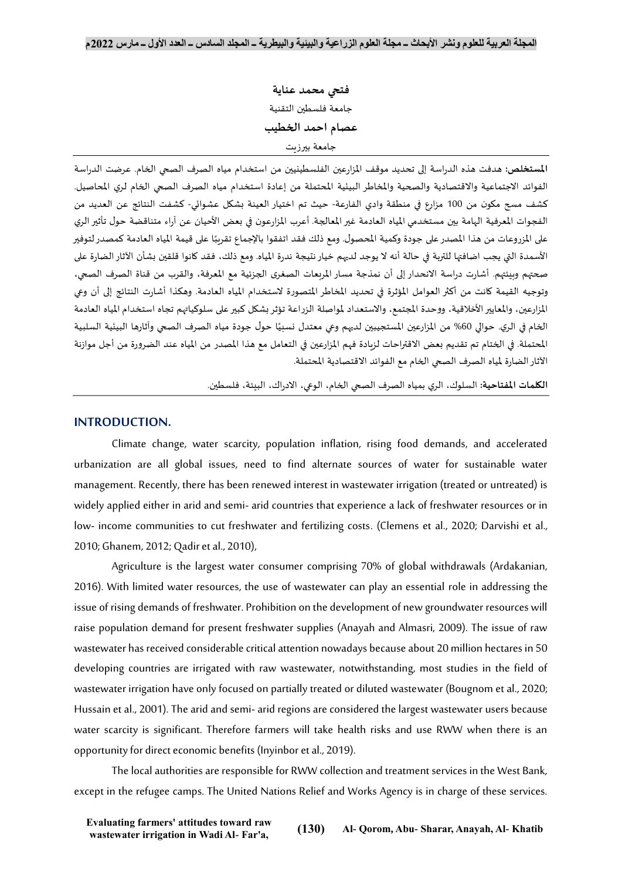**فتحي محمد عناية**

جامعة فلسطين التقنية

**عصام احمد الخطيب**

جامعة بيرزيت

**المستخلص:** هدفت هذه الدراسة إلى تحديد موقف المزارعين الفلسطينيين من استخدام مياه الصرف الصحي الخام. عرضت الدراسة الفوائد الاجتماعية والاقتصادية والصحية والمخاطر البيئية المحتملة من إعادة استخدام مياه الصرف الصحي الخام لري المحاصيل. كشف مسح مكون من 100 مزارع في منطقة وادي الفارعة- حيث تم اختيار العينة بشكل عشوائي- كشفت النتائج عن العديد من الفجوات المعرفية الهامة بين مستخدمي المياه العادمة غير المعالجة. أعرب المزارعون في بعض الأحيان عن آراء متناقضة حول تأثير الري على المزروعات من هذا المصدر على جودة وكمية المحصول. ومع ذلك فقد اتفقوا بالإجماع تقريبًا على قيمة المياه العادمة كمصدر لتوفير الأسمدة التي يجب اضافتها للتربة في حالة أنه لا يوجد لديهم خيار نتيجة ندرة المياه. ومع ذلك، فقد كانوا قلقين بشأن الآثار الضارة على صحتهم وبيئتهم. أشارت دراسة الانحدار إلى أن نمذجة مسار المربعات الصغرى الجزئية مع المعرفة، والقرب من قناة الصرف الصحي، وتوجيه القيمة كانت من أكثر العوامل المؤثرة في تحديد المخاطر المتصورة لاستخدام المياه العادمة. وهكذا أشارت النتائج إلى أن وعي المزارعين، والمعايير الأخلاقية، ووحدة المجتمع، والاستعداد لمواصلة الزراعة تؤثر بشكل كبير على سلوكياتهم تجاه استخدام المياه العادمة الخام في الري. حوالي 60% من المزارعين المستجيبين لديهم وعي معتدل نسبيًا حول جودة مياه الصرف الصحي وآثارها البيئية السلبية المحتملة. في الختام تم تقديم بعض الاقتراحات لزيادة فهم المزارعين في التعامل مع هذا المصدر من المياه عند الضرورة من أجل موازنة الآثار الضارة لمياه الصرف الصحي الخام مع الفوائد الاقتصادية المحتملة.

**الكلمات المفتاحية:** السلوك، الري بمياه الصرف الصحي الخام، الوعي، الادراك، البيئة، فلسطين.

## INTRODUCTION.

Climate change, water scarcity, population inflation, rising food demands, and accelerated urbanization are all global issues, need to find alternate sources of water for sustainable water management. Recently, there has been renewed interest in wastewater irrigation (treated or untreated) is widely applied either in arid and semi- arid countries that experience a lack of freshwater resources or in low- income communities to cut freshwater and fertilizing costs. (Clemens et al., 2020; Darvishi et al., 2010; Ghanem, 2012; Qadir et al., 2010),

Agriculture is the largest water consumer comprising 70% of global withdrawals (Ardakanian, 2016). With limited water resources, the use of wastewater can play an essential role in addressing the issue of rising demands of freshwater. Prohibition on the development of new groundwater resources will raise population demand for present freshwater supplies (Anayah and Almasri, 2009). The issue of raw wastewater has received considerable critical attention nowadays because about 20 million hectares in 50 developing countries are irrigated with raw wastewater, notwithstanding, most studies in the field of wastewater irrigation have only focused on partially treated or diluted wastewater (Bougnom et al., 2020; Hussain et al., 2001). The arid and semi- arid regions are considered the largest wastewater users because water scarcity is significant. Therefore farmers will take health risks and use RWW when there is an opportunity for direct economic benefits (Inyinbor et al., 2019).

The local authorities are responsible for RWW collection and treatment services in the West Bank, except in the refugee camps. The United Nations Relief and Works Agency is in charge of these services.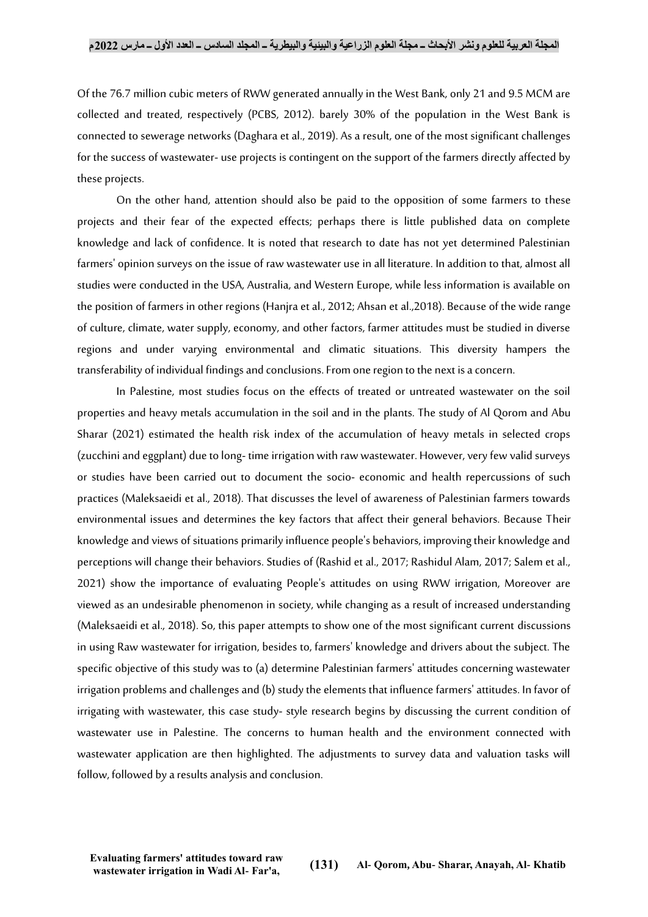Of the 76.7 million cubic meters of RWW generated annually in the West Bank, only 21 and 9.5 MCM are collected and treated, respectively (PCBS, 2012). barely 30% of the population in the West Bank is connected to sewerage networks (Daghara et al., 2019). As a result, one of the most significant challenges for the success of wastewater- use projects is contingent on the support of the farmers directly affected by these projects.

On the other hand, attention should also be paid to the opposition of some farmers to these projects and their fear of the expected effects; perhaps there is little published data on complete knowledge and lack of confidence. It is noted that research to date has not yet determined Palestinian farmers' opinion surveys on the issue of raw wastewater use in all literature. In addition to that, almost all studies were conducted in the USA, Australia, and Western Europe, while less information is available on the position of farmers in other regions (Hanjra et al., 2012; Ahsan et al.,2018). Because of the wide range of culture, climate, water supply, economy, and other factors, farmer attitudes must be studied in diverse regions and under varying environmental and climatic situations. This diversity hampers the transferability of individual findings and conclusions. From one region to the next is a concern.

In Palestine, most studies focus on the effects of treated or untreated wastewater on the soil properties and heavy metals accumulation in the soil and in the plants. The study of Al Qorom and Abu Sharar (2021) estimated the health risk index of the accumulation of heavy metals in selected crops (zucchini and eggplant) due to long- time irrigation with raw wastewater. However, very few valid surveys or studies have been carried out to document the socio- economic and health repercussions of such practices (Maleksaeidi et al., 2018). That discusses the level of awareness of Palestinian farmers towards environmental issues and determines the key factors that affect their general behaviors. Because Their knowledge and views of situations primarily influence people's behaviors, improving their knowledge and perceptions will change their behaviors. Studies of (Rashid et al., 2017; Rashidul Alam, 2017; Salem et al., 2021) show the importance of evaluating People's attitudes on using RWW irrigation, Moreover are viewed as an undesirable phenomenon in society, while changing as a result of increased understanding (Maleksaeidi et al., 2018). So, this paper attempts to show one of the most significant current discussions in using Raw wastewater for irrigation, besides to, farmers' knowledge and drivers about the subject. The specific objective of this study was to (a) determine Palestinian farmers' attitudes concerning wastewater irrigation problems and challenges and (b) study the elements that influence farmers' attitudes. In favor of irrigating with wastewater, this case study- style research begins by discussing the current condition of wastewater use in Palestine. The concerns to human health and the environment connected with wastewater application are then highlighted. The adjustments to survey data and valuation tasks will follow, followed by a results analysis and conclusion.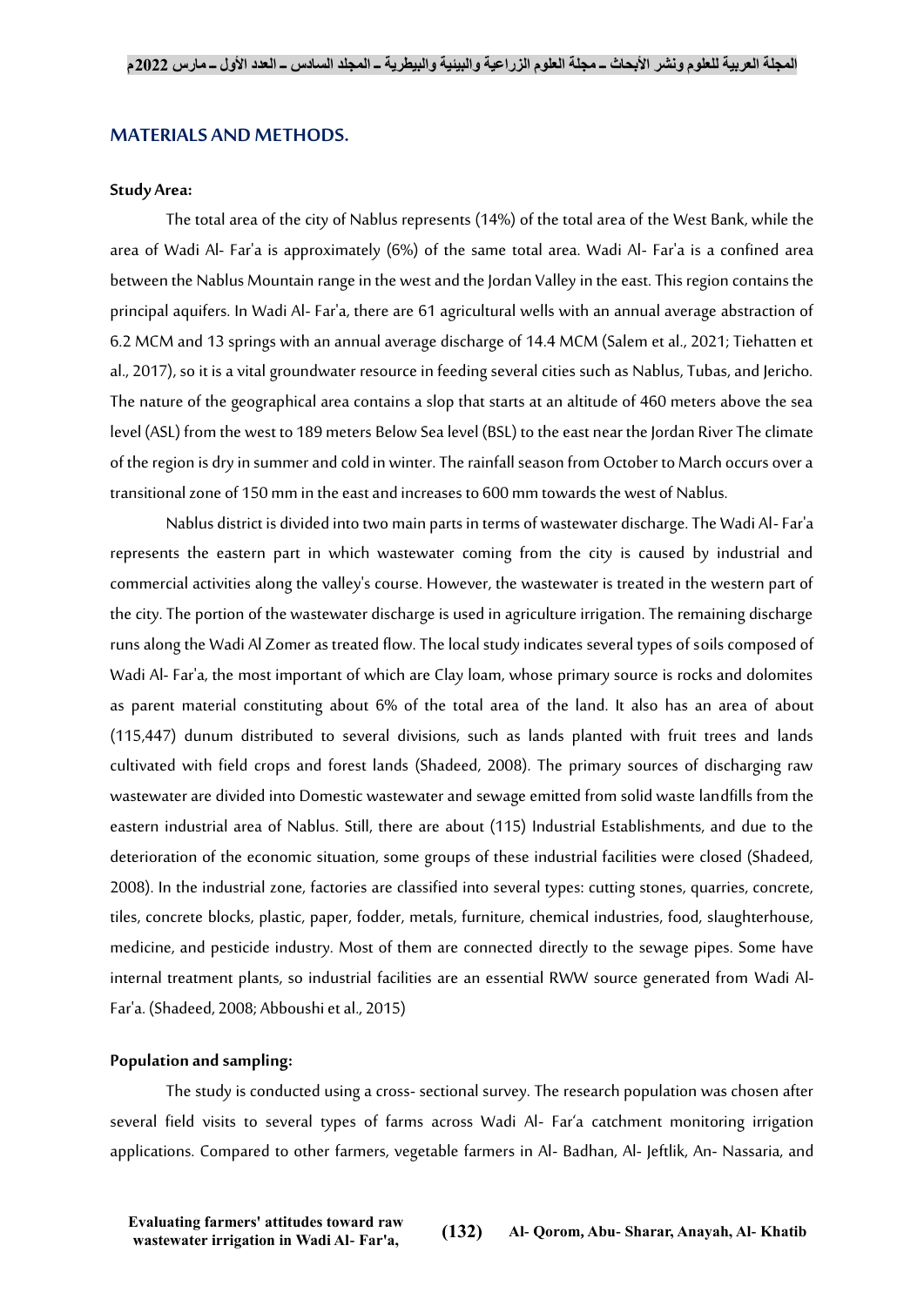## MATERIALS AND METHODS.

### Study Area:

The total area of the city of Nablus represents (14%) of the total area of the West Bank, while the area of Wadi Al- Far'a is approximately (6%) of the same total area. Wadi Al- Far'a is a confined area between the Nablus Mountain range in the west and the Jordan Valley in the east. This region contains the principal aquifers. In Wadi Al- Far'a, there are 61 agricultural wells with an annual average abstraction of 6.2 MCM and 13 springs with an annual average discharge of 14.4 MCM (Salem et al., 2021; Tiehatten et al., 2017), so it is a vital groundwater resource in feeding several cities such as Nablus, Tubas, and Jericho. The nature of the geographical area contains a slop that starts at an altitude of 460 meters above the sea level (ASL) from the west to 189 meters Below Sea level (BSL) to the east near the Jordan River The climate of the region is dry in summer and cold in winter. The rainfall season from October to March occurs over a transitional zone of 150 mm in the east and increases to 600 mm towards the west of Nablus.

Nablus district is divided into two main parts in terms of wastewater discharge. The Wadi Al- Far'a represents the eastern part in which wastewater coming from the city is caused by industrial and commercial activities along the valley's course. However, the wastewater is treated in the western part of the city. The portion of the wastewater discharge is used in agriculture irrigation. The remaining discharge runs along the Wadi Al Zomer as treated flow. The local study indicates several types of soils composed of Wadi Al- Far'a, the most important of which are Clay loam, whose primary source is rocks and dolomites as parent material constituting about 6% of the total area of the land. It also has an area of about (115,447) dunum distributed to several divisions, such as lands planted with fruit trees and lands cultivated with field crops and forest lands (Shadeed, 2008). The primary sources of discharging raw wastewater are divided into Domestic wastewater and sewage emitted from solid waste landfills from the eastern industrial area of Nablus. Still, there are about (115) Industrial Establishments, and due to the deterioration of the economic situation, some groups of these industrial facilities were closed (Shadeed, 2008). In the industrial zone, factories are classified into several types: cutting stones, quarries, concrete, tiles, concrete blocks, plastic, paper, fodder, metals, furniture, chemical industries, food, slaughterhouse, medicine, and pesticide industry. Most of them are connected directly to the sewage pipes. Some have internal treatment plants, so industrial facilities are an essential RWW source generated from Wadi Al- Far'a. (Shadeed, 2008; Abboushi et al., 2015)

### Population and sampling:

The study is conducted using a cross- sectional survey. The research population was chosen after several field visits to several types of farms across Wadi Al- Far'a catchment monitoring irrigation applications. Compared to other farmers, vegetable farmers in Al- Badhan, Al- Jeftlik, An- Nassaria, and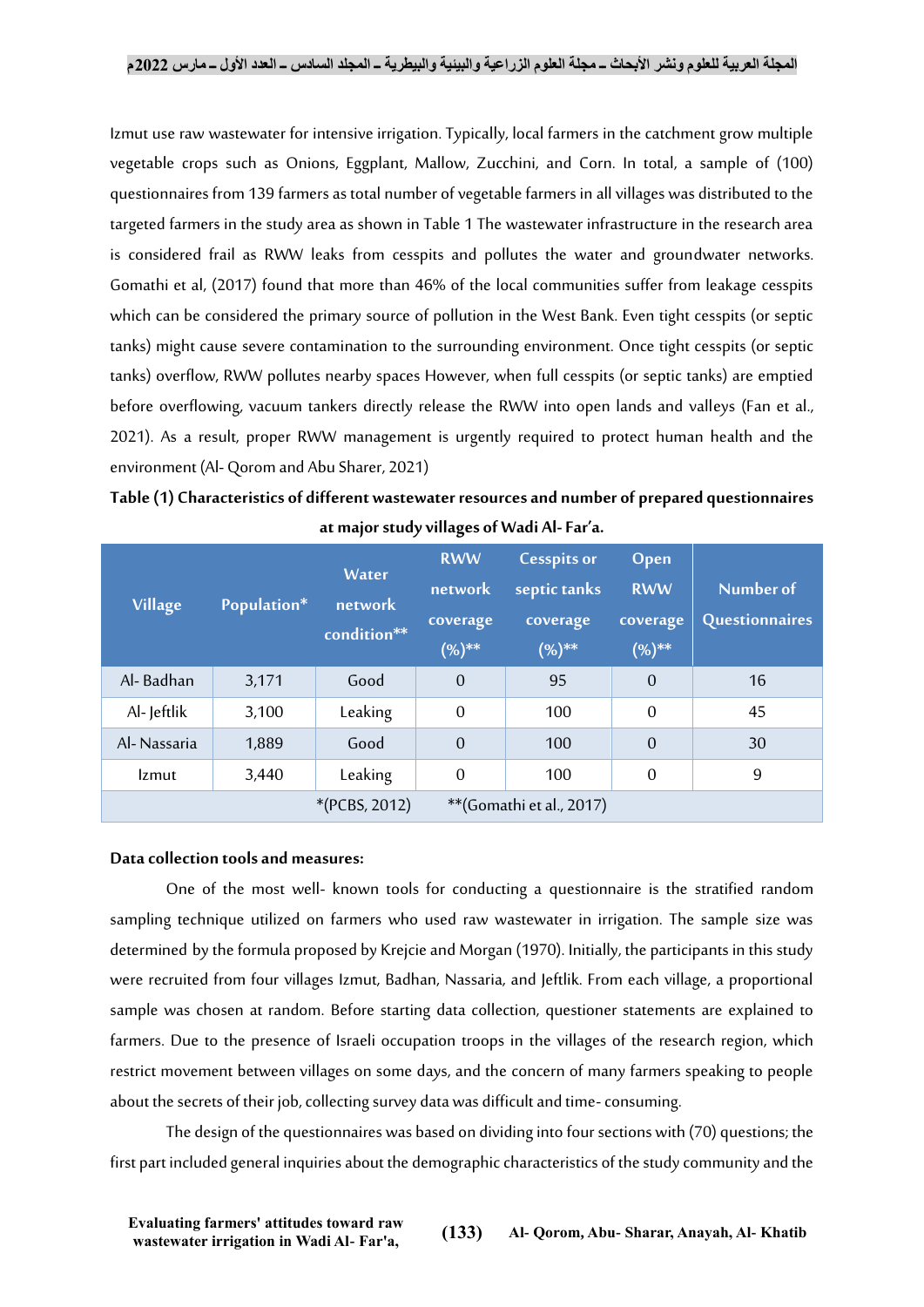Izmut use raw wastewater for intensive irrigation. Typically, local farmers in the catchment grow multiple vegetable crops such as Onions, Eggplant, Mallow, Zucchini, and Corn. In total, a sample of (100) questionnaires from 139 farmers as total number of vegetable farmers in all villages was distributed to the targeted farmers in the study area as shown in Table 1 The wastewater infrastructure in the research area is considered frail as RWW leaks from cesspits and pollutes the water and groundwater networks. Gomathi et al, (2017) found that more than 46% of the local communities suffer from leakage cesspits which can be considered the primary source of pollution in the West Bank. Even tight cesspits (or septic tanks) might cause severe contamination to the surrounding environment. Once tight cesspits (or septic tanks) overflow, RWW pollutes nearby spaces However, when full cesspits (or septic tanks) are emptied before overflowing, vacuum tankers directly release the RWW into open lands and valleys (Fan et al., 2021). As a result, proper RWW management is urgently required to protect human health and the environment (Al- Qorom and Abu Sharer, 2021)

**Table (1) Characteristics of different wastewater resources and number of prepared questionnaires at major study villages of Wadi Al- Far'a.**

| Village | Population* | Water network condition** | RWW network coverage (%)** | Cesspits or septic tanks coverage (%)** | Open RWW coverage (%)** | Number of Questionnaires |
|---|---|---|---|---|---|---|
| Al- Badhan | 3,171 | Good | 0 | 95 | 0 | 16 |
| Al- Jeftlik | 3,100 | Leaking | 0 | 100 | 0 | 45 |
| Al- Nassaria | 1,889 | Good | 0 | 100 | 0 | 30 |
| Izmut | 3,440 | Leaking | 0 | 100 | 0 | 9 |
| *(PCBS, 2012) **(Gomathi et al., 2017) | | | | | | |

**Data collection tools and measures:**

One of the most well- known tools for conducting a questionnaire is the stratified random sampling technique utilized on farmers who used raw wastewater in irrigation. The sample size was determined by the formula proposed by Krejcie and Morgan (1970). Initially, the participants in this study were recruited from four villages Izmut, Badhan, Nassaria, and Jeftlik. From each village, a proportional sample was chosen at random. Before starting data collection, questioner statements are explained to farmers. Due to the presence of Israeli occupation troops in the villages of the research region, which restrict movement between villages on some days, and the concern of many farmers speaking to people about the secrets of their job, collecting survey data was difficult and time- consuming.

The design of the questionnaires was based on dividing into four sections with (70) questions; the first part included general inquiries about the demographic characteristics of the study community and the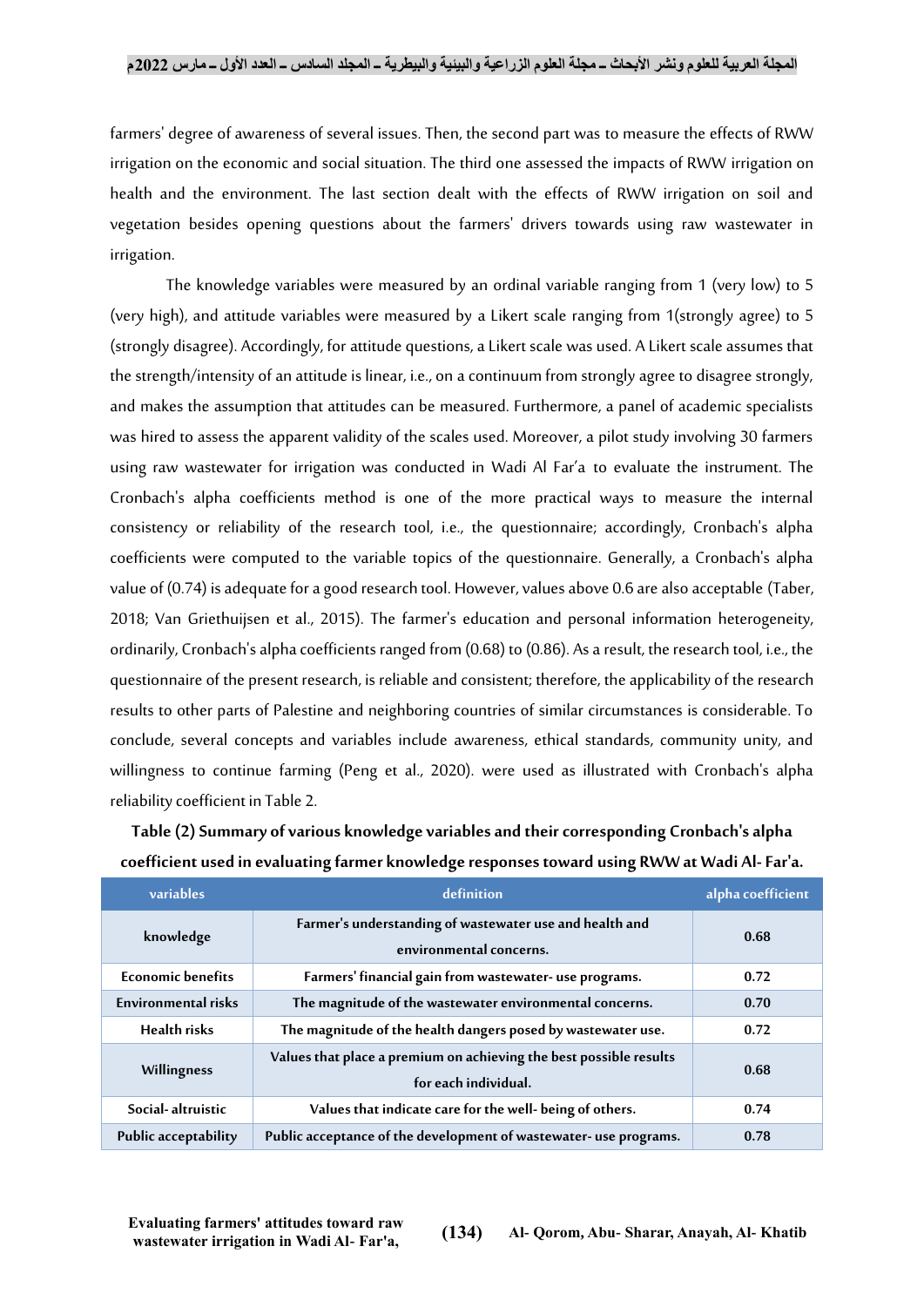farmers' degree of awareness of several issues. Then, the second part was to measure the effects of RWW irrigation on the economic and social situation. The third one assessed the impacts of RWW irrigation on health and the environment. The last section dealt with the effects of RWW irrigation on soil and vegetation besides opening questions about the farmers' drivers towards using raw wastewater in irrigation.

The knowledge variables were measured by an ordinal variable ranging from 1 (very low) to 5 (very high), and attitude variables were measured by a Likert scale ranging from 1(strongly agree) to 5 (strongly disagree). Accordingly, for attitude questions, a Likert scale was used. A Likert scale assumes that the strength/intensity of an attitude is linear, i.e., on a continuum from strongly agree to disagree strongly, and makes the assumption that attitudes can be measured. Furthermore, a panel of academic specialists was hired to assess the apparent validity of the scales used. Moreover, a pilot study involving 30 farmers using raw wastewater for irrigation was conducted in Wadi Al Far'a to evaluate the instrument. The Cronbach's alpha coefficients method is one of the more practical ways to measure the internal consistency or reliability of the research tool, i.e., the questionnaire; accordingly, Cronbach's alpha coefficients were computed to the variable topics of the questionnaire. Generally, a Cronbach's alpha value of (0.74) is adequate for a good research tool. However, values above 0.6 are also acceptable (Taber, 2018; Van Griethuijsen et al., 2015). The farmer's education and personal information heterogeneity, ordinarily, Cronbach's alpha coefficients ranged from (0.68) to (0.86). As a result, the research tool, i.e., the questionnaire of the present research, is reliable and consistent; therefore, the applicability of the research results to other parts of Palestine and neighboring countries of similar circumstances is considerable. To conclude, several concepts and variables include awareness, ethical standards, community unity, and willingness to continue farming (Peng et al., 2020). were used as illustrated with Cronbach's alpha reliability coefficient in Table 2.

**Table (2) Summary of various knowledge variables and their corresponding Cronbach's alpha coefficient used in evaluating farmer knowledge responses toward using RWW at Wadi Al- Far'a.**

| variables | definition | alpha coefficient |
|---|---|---|
| knowledge | Farmer's understanding of wastewater use and health and environmental concerns. | 0.68 |
| Economic benefits | Farmers' financial gain from wastewater- use programs. | 0.72 |
| Environmental risks | The magnitude of the wastewater environmental concerns. | 0.70 |
| Health risks | The magnitude of the health dangers posed by wastewater use. | 0.72 |
| Willingness | Values that place a premium on achieving the best possible results for each individual. | 0.68 |
| Social- altruistic | Values that indicate care for the well- being of others. | 0.74 |
| Public acceptability | Public acceptance of the development of wastewater- use programs. | 0.78 |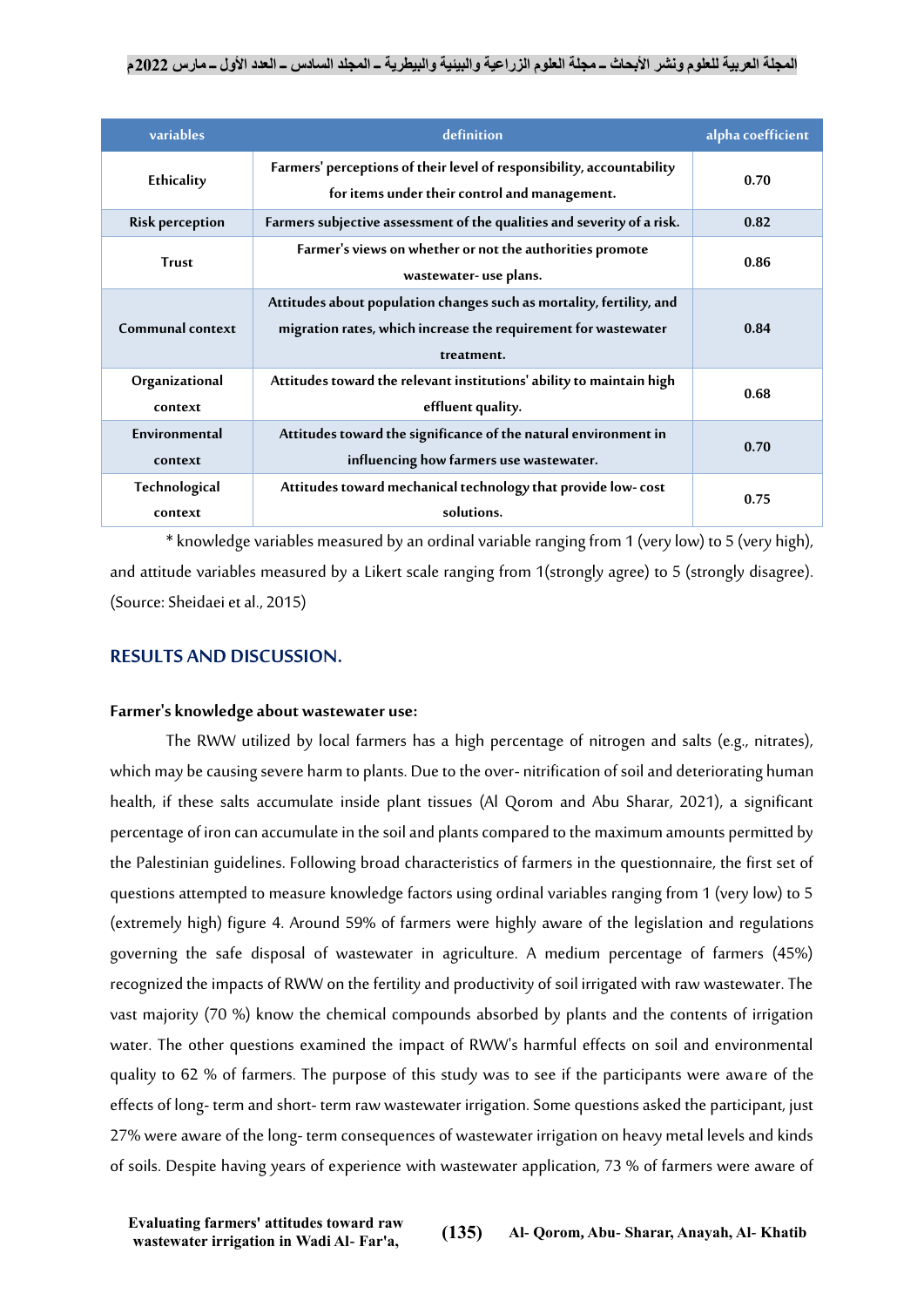| variables | definition | alpha coefficient |
|---|---|---|
| Ethicality | Farmers' perceptions of their level of responsibility, accountability for items under their control and management. | 0.70 |
| Risk perception | Farmers subjective assessment of the qualities and severity of a risk. | 0.82 |
| Trust | Farmer's views on whether or not the authorities promote wastewater- use plans. | 0.86 |
| Communal context | Attitudes about population changes such as mortality, fertility, and migration rates, which increase the requirement for wastewater treatment. | 0.84 |
| Organizational context | Attitudes toward the relevant institutions' ability to maintain high effluent quality. | 0.68 |
| Environmental context | Attitudes toward the significance of the natural environment in influencing how farmers use wastewater. | 0.70 |
| Technological context | Attitudes toward mechanical technology that provide low- cost solutions. | 0.75 |

* knowledge variables measured by an ordinal variable ranging from 1 (very low) to 5 (very high), and attitude variables measured by a Likert scale ranging from 1(strongly agree) to 5 (strongly disagree). (Source: Sheidaei et al., 2015)

## RESULTS AND DISCUSSION.

### Farmer's knowledge about wastewater use:

The RWW utilized by local farmers has a high percentage of nitrogen and salts (e.g., nitrates), which may be causing severe harm to plants. Due to the over- nitrification of soil and deteriorating human health, if these salts accumulate inside plant tissues (Al Qorom and Abu Sharar, 2021), a significant percentage of iron can accumulate in the soil and plants compared to the maximum amounts permitted by the Palestinian guidelines. Following broad characteristics of farmers in the questionnaire, the first set of questions attempted to measure knowledge factors using ordinal variables ranging from 1 (very low) to 5 (extremely high) figure 4. Around 59% of farmers were highly aware of the legislation and regulations governing the safe disposal of wastewater in agriculture. A medium percentage of farmers (45%) recognized the impacts of RWW on the fertility and productivity of soil irrigated with raw wastewater. The vast majority (70 %) know the chemical compounds absorbed by plants and the contents of irrigation water. The other questions examined the impact of RWW's harmful effects on soil and environmental quality to 62 % of farmers. The purpose of this study was to see if the participants were aware of the effects of long- term and short- term raw wastewater irrigation. Some questions asked the participant, just 27% were aware of the long- term consequences of wastewater irrigation on heavy metal levels and kinds of soils. Despite having years of experience with wastewater application, 73 % of farmers were aware of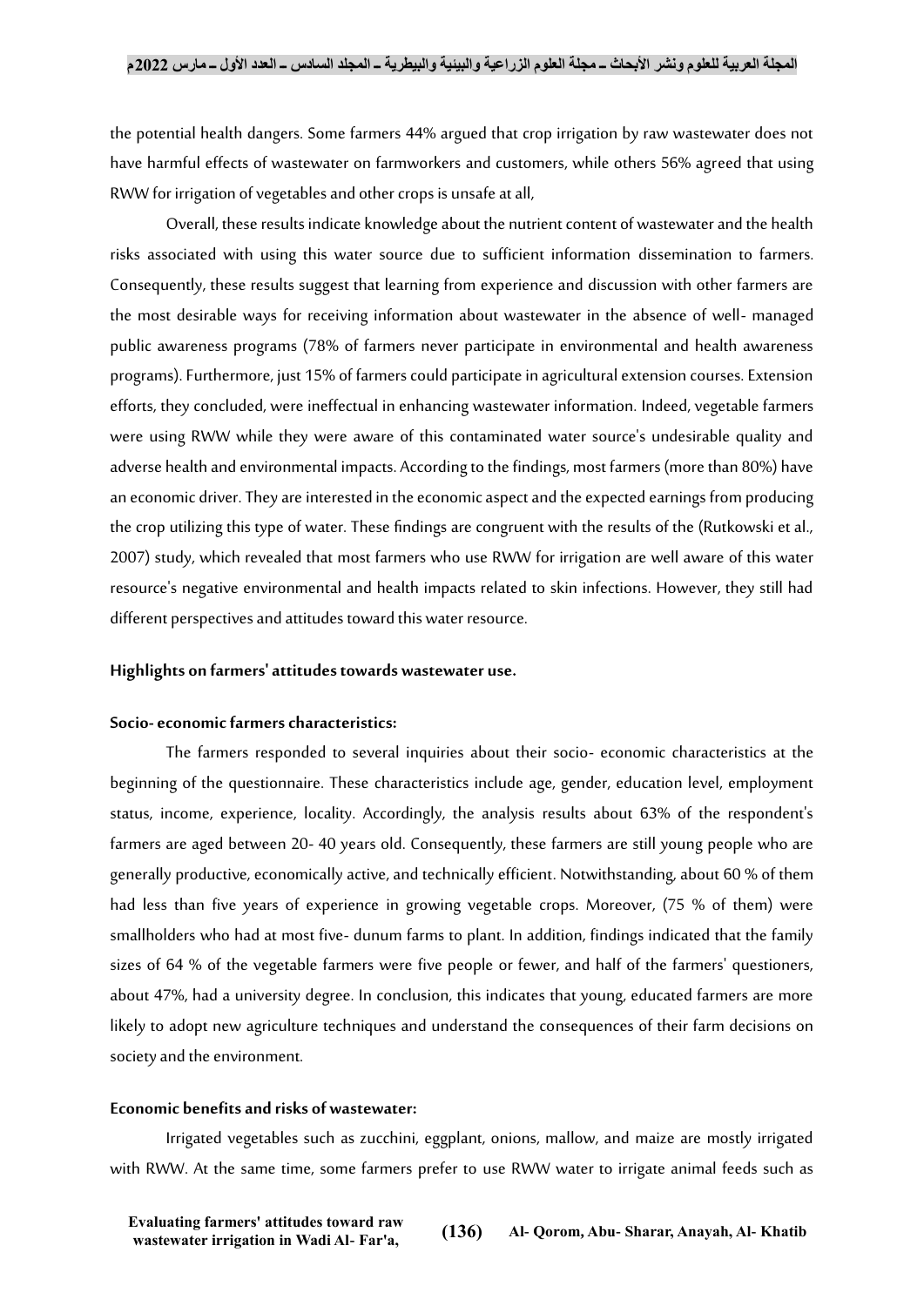the potential health dangers. Some farmers 44% argued that crop irrigation by raw wastewater does not have harmful effects of wastewater on farmworkers and customers, while others 56% agreed that using RWW for irrigation of vegetables and other crops is unsafe at all,

Overall, these results indicate knowledge about the nutrient content of wastewater and the health risks associated with using this water source due to sufficient information dissemination to farmers. Consequently, these results suggest that learning from experience and discussion with other farmers are the most desirable ways for receiving information about wastewater in the absence of well- managed public awareness programs (78% of farmers never participate in environmental and health awareness programs). Furthermore, just 15% of farmers could participate in agricultural extension courses. Extension efforts, they concluded, were ineffectual in enhancing wastewater information. Indeed, vegetable farmers were using RWW while they were aware of this contaminated water source's undesirable quality and adverse health and environmental impacts. According to the findings, most farmers (more than 80%) have an economic driver. They are interested in the economic aspect and the expected earnings from producing the crop utilizing this type of water. These findings are congruent with the results of the (Rutkowski et al., 2007) study, which revealed that most farmers who use RWW for irrigation are well aware of this water resource's negative environmental and health impacts related to skin infections. However, they still had different perspectives and attitudes toward this water resource.

### Highlights on farmers' attitudes towards wastewater use.

#### Socio- economic farmers characteristics:

The farmers responded to several inquiries about their socio- economic characteristics at the beginning of the questionnaire. These characteristics include age, gender, education level, employment status, income, experience, locality. Accordingly, the analysis results about 63% of the respondent's farmers are aged between 20- 40 years old. Consequently, these farmers are still young people who are generally productive, economically active, and technically efficient. Notwithstanding, about 60 % of them had less than five years of experience in growing vegetable crops. Moreover, (75 % of them) were smallholders who had at most five- dunum farms to plant. In addition, findings indicated that the family sizes of 64 % of the vegetable farmers were five people or fewer, and half of the farmers' questioners, about 47%, had a university degree. In conclusion, this indicates that young, educated farmers are more likely to adopt new agriculture techniques and understand the consequences of their farm decisions on society and the environment.

#### Economic benefits and risks of wastewater:

Irrigated vegetables such as zucchini, eggplant, onions, mallow, and maize are mostly irrigated with RWW. At the same time, some farmers prefer to use RWW water to irrigate animal feeds such as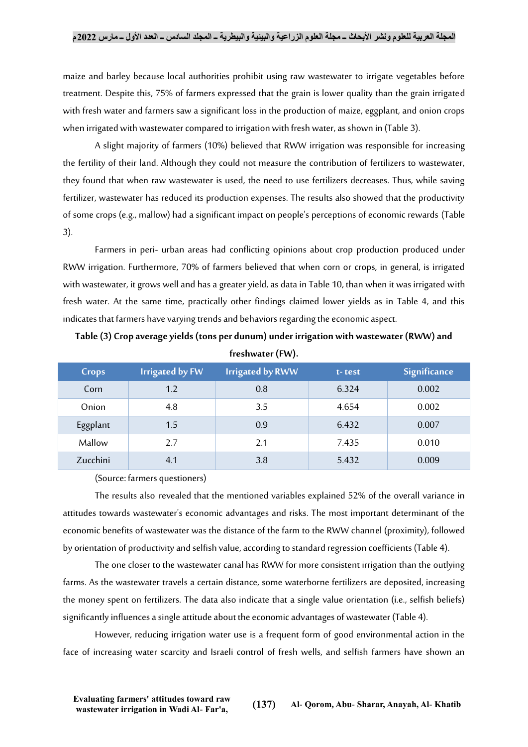maize and barley because local authorities prohibit using raw wastewater to irrigate vegetables before treatment. Despite this, 75% of farmers expressed that the grain is lower quality than the grain irrigated with fresh water and farmers saw a significant loss in the production of maize, eggplant, and onion crops when irrigated with wastewater compared to irrigation with fresh water, as shown in (Table 3).

A slight majority of farmers (10%) believed that RWW irrigation was responsible for increasing the fertility of their land. Although they could not measure the contribution of fertilizers to wastewater, they found that when raw wastewater is used, the need to use fertilizers decreases. Thus, while saving fertilizer, wastewater has reduced its production expenses. The results also showed that the productivity of some crops (e.g., mallow) had a significant impact on people's perceptions of economic rewards (Table 3).

Farmers in peri- urban areas had conflicting opinions about crop production produced under RWW irrigation. Furthermore, 70% of farmers believed that when corn or crops, in general, is irrigated with wastewater, it grows well and has a greater yield, as data in Table 10, than when it was irrigated with fresh water. At the same time, practically other findings claimed lower yields as in Table 4, and this indicates that farmers have varying trends and behaviors regarding the economic aspect.

**Table (3) Crop average yields (tons per dunum) under irrigation with wastewater (RWW) and freshwater (FW).**

| Crops | Irrigated by FW | Irrigated by RWW | t- test | Significance |
|---|---|---|---|---|
| Corn | 1.2 | 0.8 | 6.324 | 0.002 |
| Onion | 4.8 | 3.5 | 4.654 | 0.002 |
| Eggplant | 1.5 | 0.9 | 6.432 | 0.007 |
| Mallow | 2.7 | 2.1 | 7.435 | 0.010 |
| Zucchini | 4.1 | 3.8 | 5.432 | 0.009 |

(Source: farmers questioners)

The results also revealed that the mentioned variables explained 52% of the overall variance in attitudes towards wastewater's economic advantages and risks. The most important determinant of the economic benefits of wastewater was the distance of the farm to the RWW channel (proximity), followed by orientation of productivity and selfish value, according to standard regression coefficients (Table 4).

The one closer to the wastewater canal has RWW for more consistent irrigation than the outlying farms. As the wastewater travels a certain distance, some waterborne fertilizers are deposited, increasing the money spent on fertilizers. The data also indicate that a single value orientation (i.e., selfish beliefs) significantly influences a single attitude about the economic advantages of wastewater (Table 4).

However, reducing irrigation water use is a frequent form of good environmental action in the face of increasing water scarcity and Israeli control of fresh wells, and selfish farmers have shown an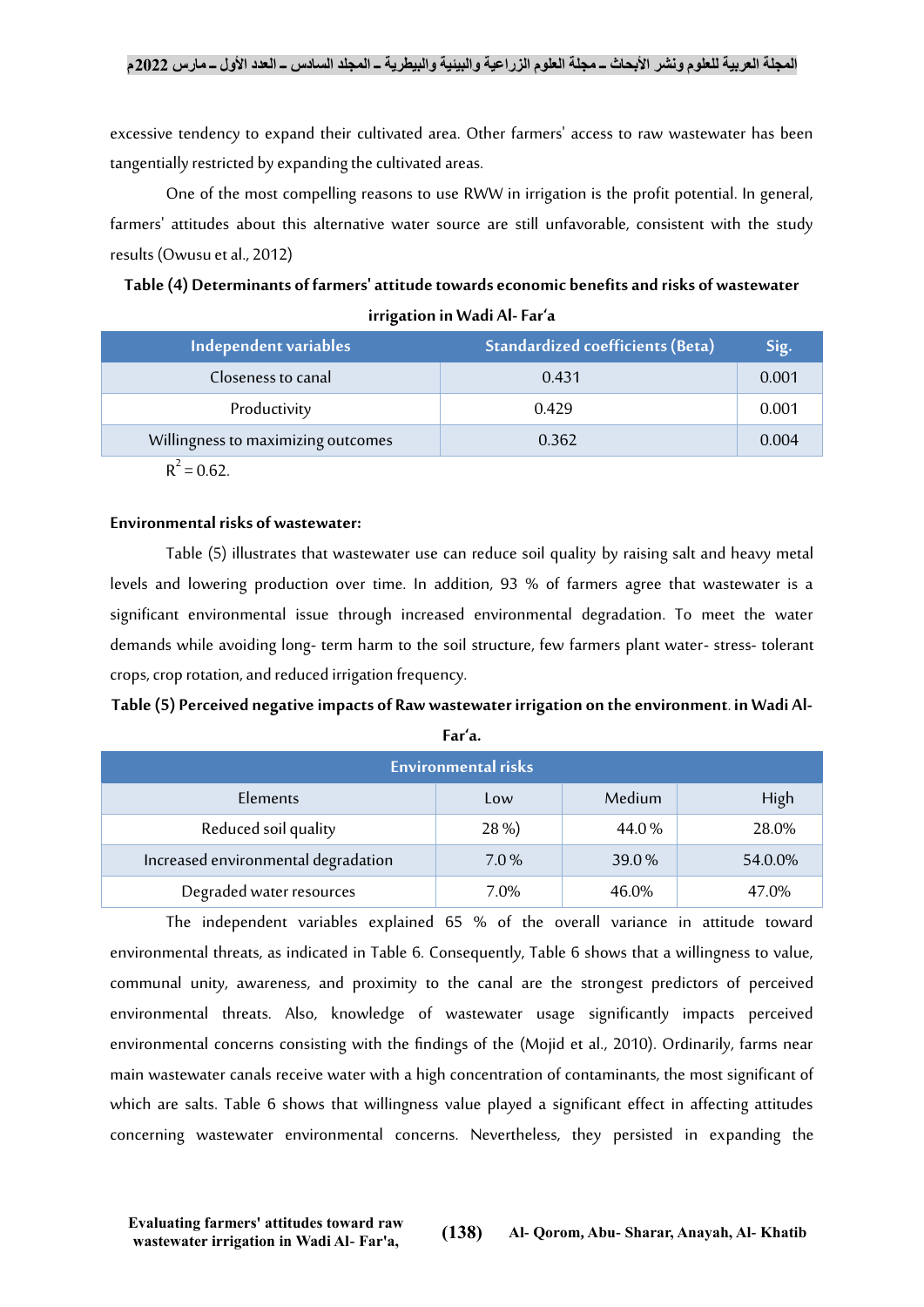excessive tendency to expand their cultivated area. Other farmers' access to raw wastewater has been tangentially restricted by expanding the cultivated areas.

One of the most compelling reasons to use RWW in irrigation is the profit potential. In general, farmers' attitudes about this alternative water source are still unfavorable, consistent with the study results (Owusu et al., 2012)

**Table (4) Determinants of farmers' attitude towards economic benefits and risks of wastewater irrigation in Wadi Al- Far'a**

| Independent variables | Standardized coefficients (Beta) | Sig. |
|---|---|---|
| Closeness to canal | 0.431 | 0.001 |
| Productivity | 0.429 | 0.001 |
| Willingness to maximizing outcomes | 0.362 | 0.004 |

$R^2 = 0.62$.

**Environmental risks of wastewater:**

Table (5) illustrates that wastewater use can reduce soil quality by raising salt and heavy metal levels and lowering production over time. In addition, 93 % of farmers agree that wastewater is a significant environmental issue through increased environmental degradation. To meet the water demands while avoiding long- term harm to the soil structure, few farmers plant water- stress- tolerant crops, crop rotation, and reduced irrigation frequency.

**Table (5) Perceived negative impacts of Raw wastewater irrigation on the environment. in Wadi Al-Far'a.**

| Environmental risks | | | |
|---|---|---|---|
| Elements | Low | Medium | High |
| Reduced soil quality | 28 %) | 44.0 % | 28.0% |
| Increased environmental degradation | 7.0 % | 39.0 % | 54.0.0% |
| Degraded water resources | 7.0% | 46.0% | 47.0% |

The independent variables explained 65 % of the overall variance in attitude toward environmental threats, as indicated in Table 6. Consequently, Table 6 shows that a willingness to value, communal unity, awareness, and proximity to the canal are the strongest predictors of perceived environmental threats. Also, knowledge of wastewater usage significantly impacts perceived environmental concerns consisting with the findings of the (Mojid et al., 2010). Ordinarily, farms near main wastewater canals receive water with a high concentration of contaminants, the most significant of which are salts. Table 6 shows that willingness value played a significant effect in affecting attitudes concerning wastewater environmental concerns. Nevertheless, they persisted in expanding the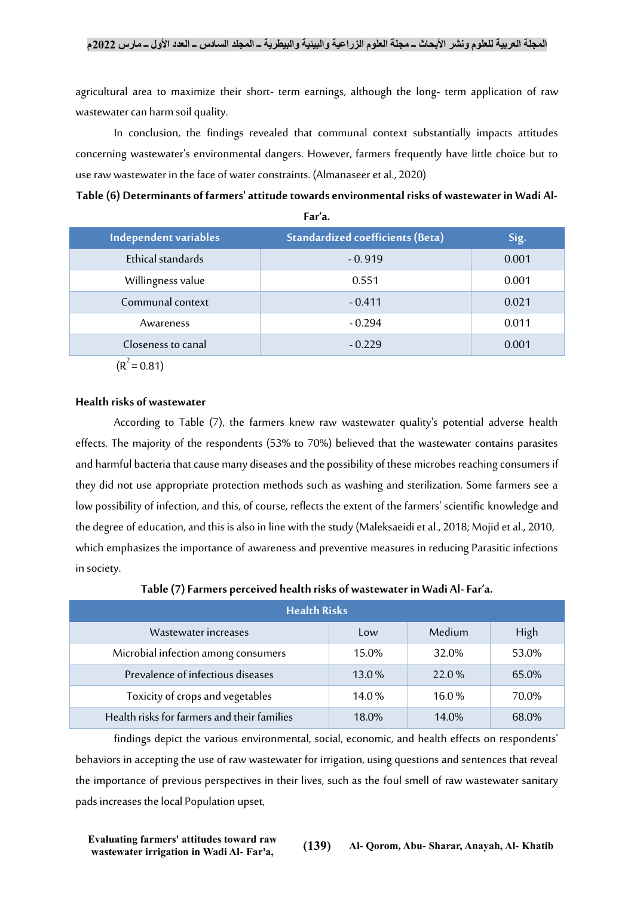agricultural area to maximize their short- term earnings, although the long- term application of raw wastewater can harm soil quality.

In conclusion, the findings revealed that communal context substantially impacts attitudes concerning wastewater's environmental dangers. However, farmers frequently have little choice but to use raw wastewater in the face of water constraints. (Almanaseer et al., 2020)

**Table (6) Determinants of farmers' attitude towards environmental risks of wastewater in Wadi Al-Far'a.**

| Independent variables | Standardized coefficients (Beta) | Sig. |
|---|---|---|
| Ethical standards | - 0. 919 | 0.001 |
| Willingness value | 0.551 | 0.001 |
| Communal context | - 0.411 | 0.021 |
| Awareness | - 0.294 | 0.011 |
| Closeness to canal | - 0.229 | 0.001 |

($R^2 = 0.81$)

**Health risks of wastewater**

According to Table (7), the farmers knew raw wastewater quality's potential adverse health effects. The majority of the respondents (53% to 70%) believed that the wastewater contains parasites and harmful bacteria that cause many diseases and the possibility of these microbes reaching consumers if they did not use appropriate protection methods such as washing and sterilization. Some farmers see a low possibility of infection, and this, of course, reflects the extent of the farmers' scientific knowledge and the degree of education, and this is also in line with the study (Maleksaeidi et al., 2018; Mojid et al., 2010, which emphasizes the importance of awareness and preventive measures in reducing Parasitic infections in society.

**Table (7) Farmers perceived health risks of wastewater in Wadi Al- Far'a.**

| Health Risks | | | |
|---|---|---|---|
| Wastewater increases | Low | Medium | High |
| Microbial infection among consumers | 15.0% | 32.0% | 53.0% |
| Prevalence of infectious diseases | 13.0 % | 22.0 % | 65.0% |
| Toxicity of crops and vegetables | 14.0 % | 16.0 % | 70.0% |
| Health risks for farmers and their families | 18.0% | 14.0% | 68.0% |

findings depict the various environmental, social, economic, and health effects on respondents' behaviors in accepting the use of raw wastewater for irrigation, using questions and sentences that reveal the importance of previous perspectives in their lives, such as the foul smell of raw wastewater sanitary pads increases the local Population upset,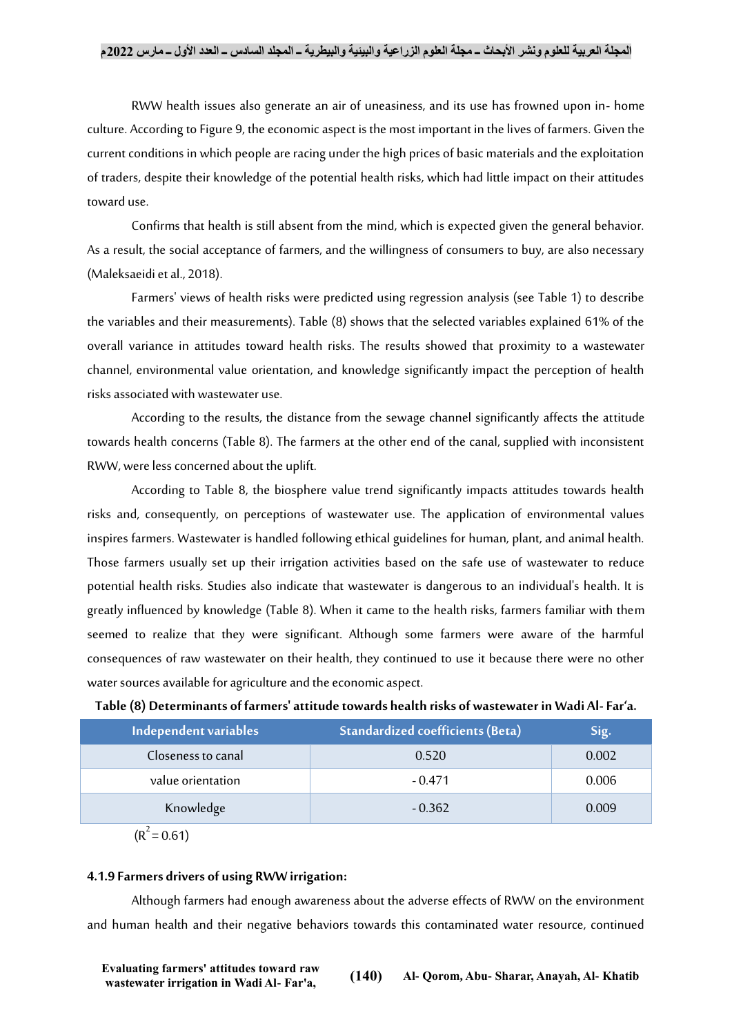RWW health issues also generate an air of uneasiness, and its use has frowned upon in- home culture. According to Figure 9, the economic aspect is the most important in the lives of farmers. Given the current conditions in which people are racing under the high prices of basic materials and the exploitation of traders, despite their knowledge of the potential health risks, which had little impact on their attitudes toward use.

Confirms that health is still absent from the mind, which is expected given the general behavior. As a result, the social acceptance of farmers, and the willingness of consumers to buy, are also necessary (Maleksaeidi et al., 2018).

Farmers' views of health risks were predicted using regression analysis (see Table 1) to describe the variables and their measurements). Table (8) shows that the selected variables explained 61% of the overall variance in attitudes toward health risks. The results showed that proximity to a wastewater channel, environmental value orientation, and knowledge significantly impact the perception of health risks associated with wastewater use.

According to the results, the distance from the sewage channel significantly affects the attitude towards health concerns (Table 8). The farmers at the other end of the canal, supplied with inconsistent RWW, were less concerned about the uplift.

According to Table 8, the biosphere value trend significantly impacts attitudes towards health risks and, consequently, on perceptions of wastewater use. The application of environmental values inspires farmers. Wastewater is handled following ethical guidelines for human, plant, and animal health. Those farmers usually set up their irrigation activities based on the safe use of wastewater to reduce potential health risks. Studies also indicate that wastewater is dangerous to an individual's health. It is greatly influenced by knowledge (Table 8). When it came to the health risks, farmers familiar with them seemed to realize that they were significant. Although some farmers were aware of the harmful consequences of raw wastewater on their health, they continued to use it because there were no other water sources available for agriculture and the economic aspect.

**Table (8) Determinants of farmers' attitude towards health risks of wastewater in Wadi Al- Far'a.**

| Independent variables | Standardized coefficients (Beta) | Sig. |
|---|---|---|
| Closeness to canal | 0.520 | 0.002 |
| value orientation | - 0.471 | 0.006 |
| Knowledge | - 0.362 | 0.009 |

($R^2 = 0.61$)

#### 4.1.9 Farmers drivers of using RWW irrigation:

Although farmers had enough awareness about the adverse effects of RWW on the environment and human health and their negative behaviors towards this contaminated water resource, continued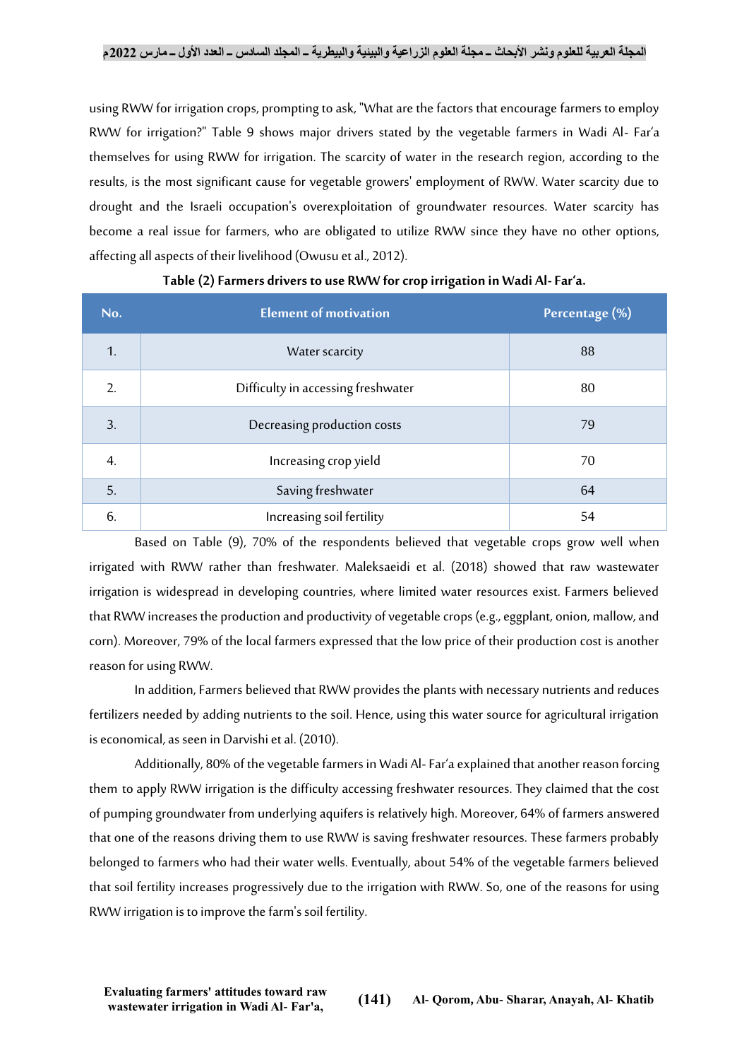using RWW for irrigation crops, prompting to ask, "What are the factors that encourage farmers to employ RWW for irrigation?" Table 9 shows major drivers stated by the vegetable farmers in Wadi Al- Far'a themselves for using RWW for irrigation. The scarcity of water in the research region, according to the results, is the most significant cause for vegetable growers' employment of RWW. Water scarcity due to drought and the Israeli occupation's overexploitation of groundwater resources. Water scarcity has become a real issue for farmers, who are obligated to utilize RWW since they have no other options, affecting all aspects of their livelihood (Owusu et al., 2012).

**Table (2) Farmers drivers to use RWW for crop irrigation in Wadi Al- Far'a.**

| No. | Element of motivation | Percentage (%) |
|---|---|---|
| 1. | Water scarcity | 88 |
| 2. | Difficulty in accessing freshwater | 80 |
| 3. | Decreasing production costs | 79 |
| 4. | Increasing crop yield | 70 |
| 5. | Saving freshwater | 64 |
| 6. | Increasing soil fertility | 54 |

Based on Table (9), 70% of the respondents believed that vegetable crops grow well when irrigated with RWW rather than freshwater. Maleksaeidi et al. (2018) showed that raw wastewater irrigation is widespread in developing countries, where limited water resources exist. Farmers believed that RWW increases the production and productivity of vegetable crops (e.g., eggplant, onion, mallow, and corn). Moreover, 79% of the local farmers expressed that the low price of their production cost is another reason for using RWW.

In addition, Farmers believed that RWW provides the plants with necessary nutrients and reduces fertilizers needed by adding nutrients to the soil. Hence, using this water source for agricultural irrigation is economical, as seen in Darvishi et al. (2010).

Additionally, 80% of the vegetable farmers in Wadi Al- Far'a explained that another reason forcing them to apply RWW irrigation is the difficulty accessing freshwater resources. They claimed that the cost of pumping groundwater from underlying aquifers is relatively high. Moreover, 64% of farmers answered that one of the reasons driving them to use RWW is saving freshwater resources. These farmers probably belonged to farmers who had their water wells. Eventually, about 54% of the vegetable farmers believed that soil fertility increases progressively due to the irrigation with RWW. So, one of the reasons for using RWW irrigation is to improve the farm's soil fertility.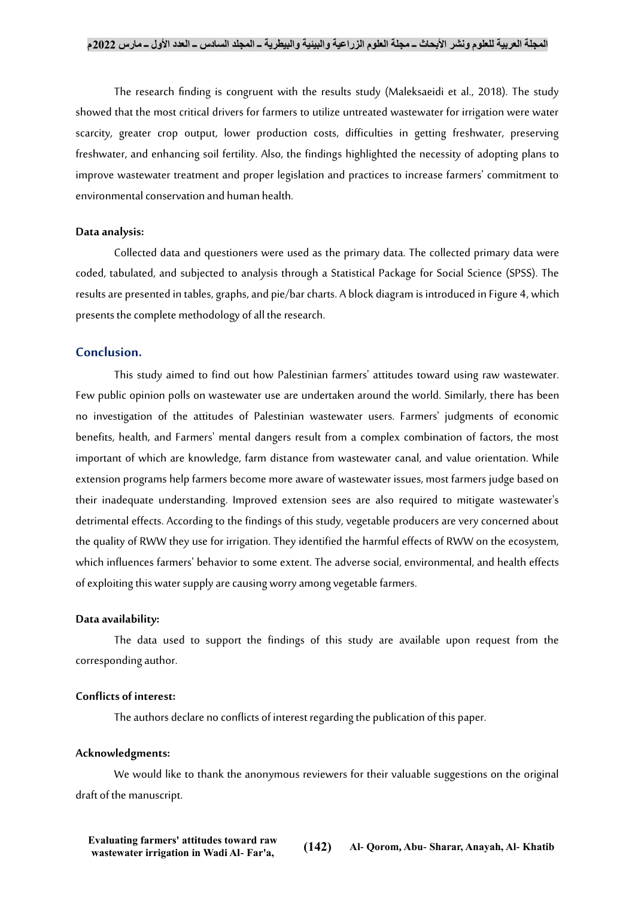The research finding is congruent with the results study (Maleksaeidi et al., 2018). The study showed that the most critical drivers for farmers to utilize untreated wastewater for irrigation were water scarcity, greater crop output, lower production costs, difficulties in getting freshwater, preserving freshwater, and enhancing soil fertility. Also, the findings highlighted the necessity of adopting plans to improve wastewater treatment and proper legislation and practices to increase farmers' commitment to environmental conservation and human health.

**Data analysis:**

Collected data and questioners were used as the primary data. The collected primary data were coded, tabulated, and subjected to analysis through a Statistical Package for Social Science (SPSS). The results are presented in tables, graphs, and pie/bar charts. A block diagram is introduced in Figure 4, which presents the complete methodology of all the research.

## Conclusion.

This study aimed to find out how Palestinian farmers' attitudes toward using raw wastewater. Few public opinion polls on wastewater use are undertaken around the world. Similarly, there has been no investigation of the attitudes of Palestinian wastewater users. Farmers' judgments of economic benefits, health, and Farmers' mental dangers result from a complex combination of factors, the most important of which are knowledge, farm distance from wastewater canal, and value orientation. While extension programs help farmers become more aware of wastewater issues, most farmers judge based on their inadequate understanding. Improved extension sees are also required to mitigate wastewater's detrimental effects. According to the findings of this study, vegetable producers are very concerned about the quality of RWW they use for irrigation. They identified the harmful effects of RWW on the ecosystem, which influences farmers' behavior to some extent. The adverse social, environmental, and health effects of exploiting this water supply are causing worry among vegetable farmers.

**Data availability:**

The data used to support the findings of this study are available upon request from the corresponding author.

**Conflicts of interest:**

The authors declare no conflicts of interest regarding the publication of this paper.

**Acknowledgments:**

We would like to thank the anonymous reviewers for their valuable suggestions on the original draft of the manuscript.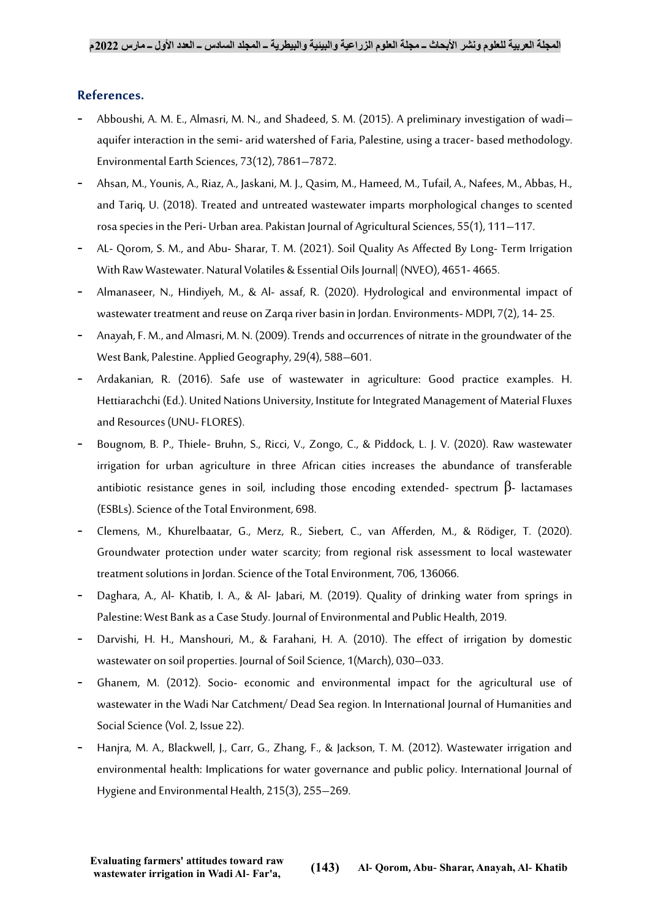## References.

- Abboushi, A. M. E., Almasri, M. N., and Shadeed, S. M. (2015). A preliminary investigation of wadi–aquifer interaction in the semi- arid watershed of Faria, Palestine, using a tracer- based methodology. Environmental Earth Sciences, 73(12), 7861–7872.
- Ahsan, M., Younis, A., Riaz, A., Jaskani, M. J., Qasim, M., Hameed, M., Tufail, A., Nafees, M., Abbas, H., and Tariq, U. (2018). Treated and untreated wastewater imparts morphological changes to scented rosa species in the Peri- Urban area. Pakistan Journal of Agricultural Sciences, 55(1), 111–117.
- AL- Qorom, S. M., and Abu- Sharar, T. M. (2021). Soil Quality As Affected By Long- Term Irrigation With Raw Wastewater. Natural Volatiles & Essential Oils Journal| (NVEO), 4651- 4665.
- Almanaseer, N., Hindiyeh, M., & Al- assaf, R. (2020). Hydrological and environmental impact of wastewater treatment and reuse on Zarqa river basin in Jordan. Environments- MDPI, 7(2), 14- 25.
- Anayah, F. M., and Almasri, M. N. (2009). Trends and occurrences of nitrate in the groundwater of the West Bank, Palestine. Applied Geography, 29(4), 588–601.
- Ardakanian, R. (2016). Safe use of wastewater in agriculture: Good practice examples. H. Hettiarachchi (Ed.). United Nations University, Institute for Integrated Management of Material Fluxes and Resources (UNU- FLORES).
- Bougnom, B. P., Thiele- Bruhn, S., Ricci, V., Zongo, C., & Piddock, L. J. V. (2020). Raw wastewater irrigation for urban agriculture in three African cities increases the abundance of transferable antibiotic resistance genes in soil, including those encoding extended- spectrum β- lactamases (ESBLs). Science of the Total Environment, 698.
- Clemens, M., Khurelbaatar, G., Merz, R., Siebert, C., van Afferden, M., & Rödiger, T. (2020). Groundwater protection under water scarcity; from regional risk assessment to local wastewater treatment solutions in Jordan. Science of the Total Environment, 706, 136066.
- Daghara, A., Al- Khatib, I. A., & Al- Jabari, M. (2019). Quality of drinking water from springs in Palestine: West Bank as a Case Study. Journal of Environmental and Public Health, 2019.
- Darvishi, H. H., Manshouri, M., & Farahani, H. A. (2010). The effect of irrigation by domestic wastewater on soil properties. Journal of Soil Science, 1(March), 030–033.
- Ghanem, M. (2012). Socio- economic and environmental impact for the agricultural use of wastewater in the Wadi Nar Catchment/ Dead Sea region. In International Journal of Humanities and Social Science (Vol. 2, Issue 22).
- Hanjra, M. A., Blackwell, J., Carr, G., Zhang, F., & Jackson, T. M. (2012). Wastewater irrigation and environmental health: Implications for water governance and public policy. International Journal of Hygiene and Environmental Health, 215(3), 255–269.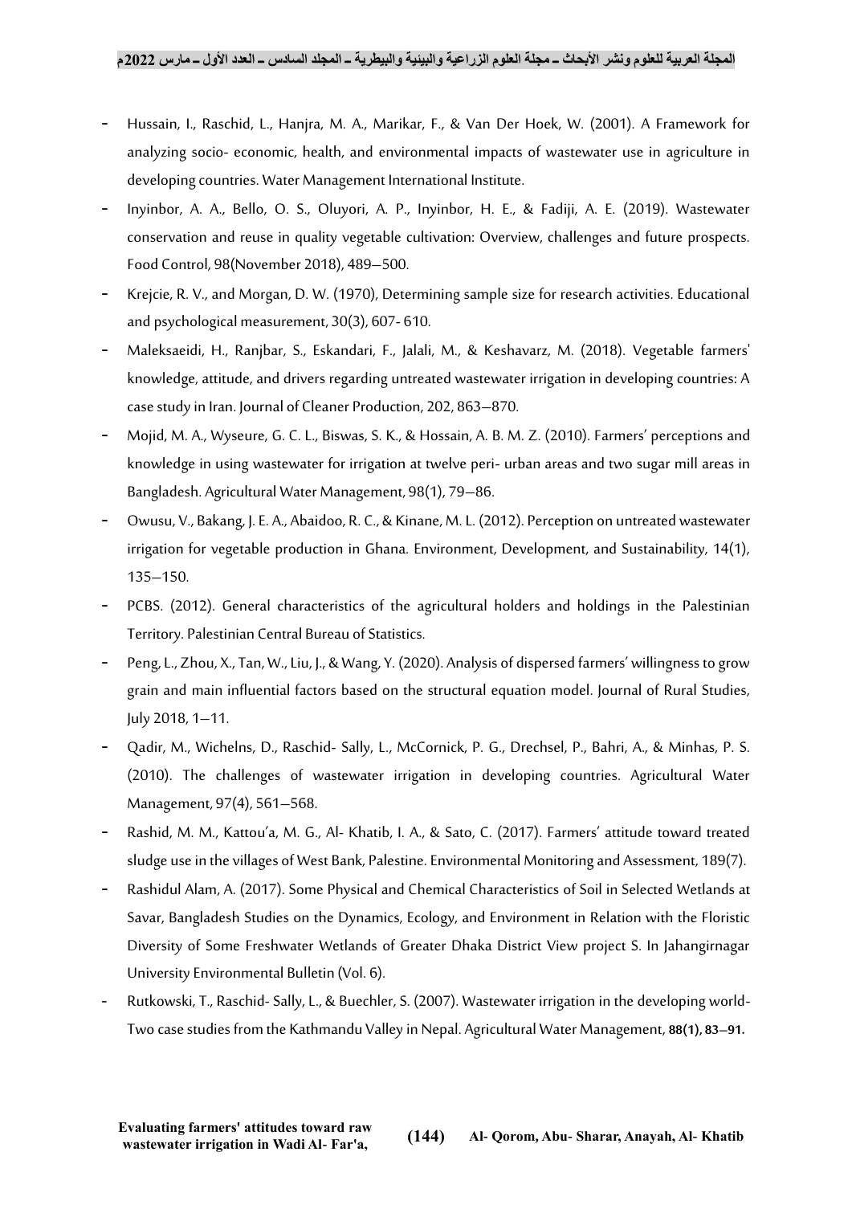- Hussain, I., Raschid, L., Hanjra, M. A., Marikar, F., & Van Der Hoek, W. (2001). A Framework for analyzing socio- economic, health, and environmental impacts of wastewater use in agriculture in developing countries. Water Management International Institute.
- Inyinbor, A. A., Bello, O. S., Oluyori, A. P., Inyinbor, H. E., & Fadiji, A. E. (2019). Wastewater conservation and reuse in quality vegetable cultivation: Overview, challenges and future prospects. Food Control, 98(November 2018), 489–500.
- Krejcie, R. V., and Morgan, D. W. (1970), Determining sample size for research activities. Educational and psychological measurement, 30(3), 607- 610.
- Maleksaeidi, H., Ranjbar, S., Eskandari, F., Jalali, M., & Keshavarz, M. (2018). Vegetable farmers' knowledge, attitude, and drivers regarding untreated wastewater irrigation in developing countries: A case study in Iran. Journal of Cleaner Production, 202, 863–870.
- Mojid, M. A., Wyseure, G. C. L., Biswas, S. K., & Hossain, A. B. M. Z. (2010). Farmers' perceptions and knowledge in using wastewater for irrigation at twelve peri- urban areas and two sugar mill areas in Bangladesh. Agricultural Water Management, 98(1), 79–86.
- Owusu, V., Bakang, J. E. A., Abaidoo, R. C., & Kinane, M. L. (2012). Perception on untreated wastewater irrigation for vegetable production in Ghana. Environment, Development, and Sustainability, 14(1), 135–150.
- PCBS. (2012). General characteristics of the agricultural holders and holdings in the Palestinian Territory. Palestinian Central Bureau of Statistics.
- Peng, L., Zhou, X., Tan, W., Liu, J., & Wang, Y. (2020). Analysis of dispersed farmers' willingness to grow grain and main influential factors based on the structural equation model. Journal of Rural Studies, July 2018, 1–11.
- Qadir, M., Wichelns, D., Raschid- Sally, L., McCornick, P. G., Drechsel, P., Bahri, A., & Minhas, P. S. (2010). The challenges of wastewater irrigation in developing countries. Agricultural Water Management, 97(4), 561–568.
- Rashid, M. M., Kattou'a, M. G., Al- Khatib, I. A., & Sato, C. (2017). Farmers' attitude toward treated sludge use in the villages of West Bank, Palestine. Environmental Monitoring and Assessment, 189(7).
- Rashidul Alam, A. (2017). Some Physical and Chemical Characteristics of Soil in Selected Wetlands at Savar, Bangladesh Studies on the Dynamics, Ecology, and Environment in Relation with the Floristic Diversity of Some Freshwater Wetlands of Greater Dhaka District View project S. In Jahangirnagar University Environmental Bulletin (Vol. 6).
- Rutkowski, T., Raschid- Sally, L., & Buechler, S. (2007). Wastewater irrigation in the developing world- Two case studies from the Kathmandu Valley in Nepal. Agricultural Water Management, **88(1), 83–91.**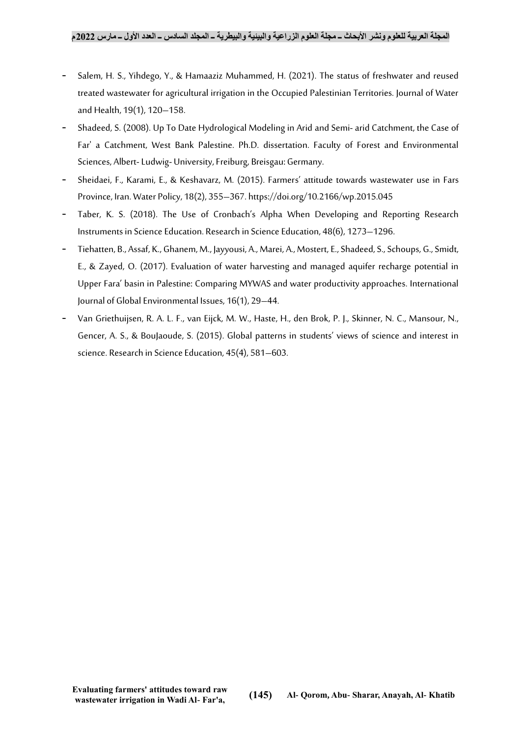- Salem, H. S., Yihdego, Y., & Hamaaziz Muhammed, H. (2021). The status of freshwater and reused treated wastewater for agricultural irrigation in the Occupied Palestinian Territories. Journal of Water and Health, 19(1), 120–158.
- Shadeed, S. (2008). Up To Date Hydrological Modeling in Arid and Semi- arid Catchment, the Case of Far' a Catchment, West Bank Palestine. Ph.D. dissertation. Faculty of Forest and Environmental Sciences, Albert- Ludwig- University, Freiburg, Breisgau: Germany.
- Sheidaei, F., Karami, E., & Keshavarz, M. (2015). Farmers' attitude towards wastewater use in Fars Province, Iran. Water Policy, 18(2), 355–367. https://doi.org/10.2166/wp.2015.045
- Taber, K. S. (2018). The Use of Cronbach's Alpha When Developing and Reporting Research Instruments in Science Education. Research in Science Education, 48(6), 1273–1296.
- Tiehatten, B., Assaf, K., Ghanem, M., Jayyousi, A., Marei, A., Mostert, E., Shadeed, S., Schoups, G., Smidt, E., & Zayed, O. (2017). Evaluation of water harvesting and managed aquifer recharge potential in Upper Fara' basin in Palestine: Comparing MYWAS and water productivity approaches. International Journal of Global Environmental Issues, 16(1), 29–44.
- Van Griethuijsen, R. A. L. F., van Eijck, M. W., Haste, H., den Brok, P. J., Skinner, N. C., Mansour, N., Gencer, A. S., & BouJaoude, S. (2015). Global patterns in students' views of science and interest in science. Research in Science Education, 45(4), 581–603.